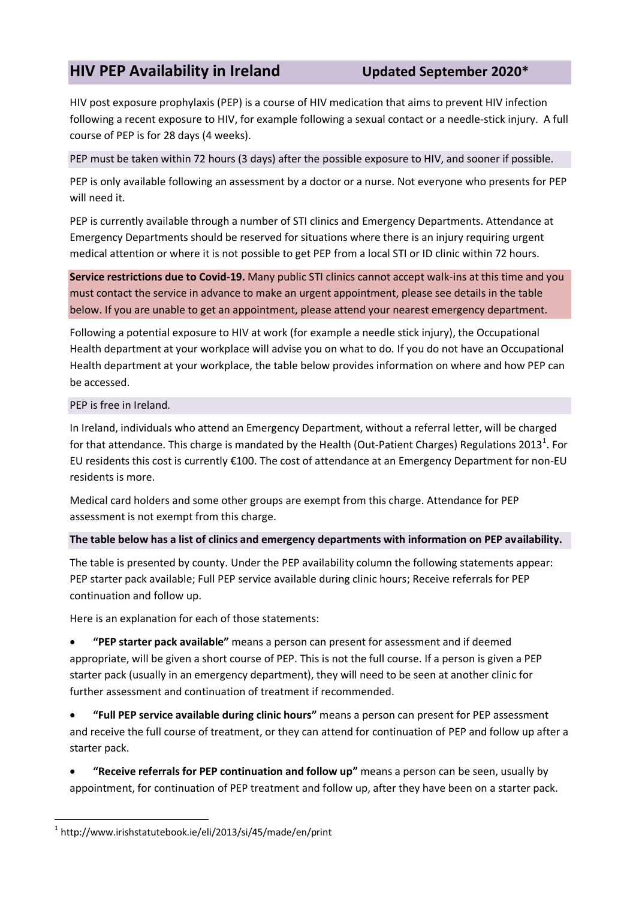## HIV PEP Availability in Ireland **Updated September 2020***

HIV post exposure prophylaxis (PEP) is a course of HIV medication that aims to prevent HIV infection following a recent exposure to HIV, for example following a sexual contact or a needle-stick injury. A full course of PEP is for 28 days (4 weeks).

PEP must be taken within 72 hours (3 days) after the possible exposure to HIV, and sooner if possible.

PEP is only available following an assessment by a doctor or a nurse. Not everyone who presents for PEP will need it.

PEP is currently available through a number of STI clinics and Emergency Departments. Attendance at Emergency Departments should be reserved for situations where there is an injury requiring urgent medical attention or where it is not possible to get PEP from a local STI or ID clinic within 72 hours.

**Service restrictions due to Covid-19.** Many public STI clinics cannot accept walk-ins at this time and you must contact the service in advance to make an urgent appointment, please see details in the table below. If you are unable to get an appointment, please attend your nearest emergency department.

Following a potential exposure to HIV at work (for example a needle stick injury), the Occupational Health department at your workplace will advise you on what to do. If you do not have an Occupational Health department at your workplace, the table below provides information on where and how PEP can be accessed.

PEP is free in Ireland.

In Ireland, individuals who attend an Emergency Department, without a referral letter, will be charged for that attendance. This charge is mandated by the Health (Out-Patient Charges) Regulations 2013[1]. For EU residents this cost is currently €100. The cost of attendance at an Emergency Department for non-EU residents is more.

Medical card holders and some other groups are exempt from this charge. Attendance for PEP assessment is not exempt from this charge.

**The table below has a list of clinics and emergency departments with information on PEP availability.**

The table is presented by county. Under the PEP availability column the following statements appear: PEP starter pack available; Full PEP service available during clinic hours; Receive referrals for PEP continuation and follow up.

Here is an explanation for each of those statements:

- **"PEP starter pack available"** means a person can present for assessment and if deemed appropriate, will be given a short course of PEP. This is not the full course. If a person is given a PEP starter pack (usually in an emergency department), they will need to be seen at another clinic for further assessment and continuation of treatment if recommended.

- **"Full PEP service available during clinic hours"** means a person can present for PEP assessment and receive the full course of treatment, or they can attend for continuation of PEP and follow up after a starter pack.

- **"Receive referrals for PEP continuation and follow up"** means a person can be seen, usually by appointment, for continuation of PEP treatment and follow up, after they have been on a starter pack.

[1] http://www.irishstatutebook.ie/eli/2013/si/45/made/en/print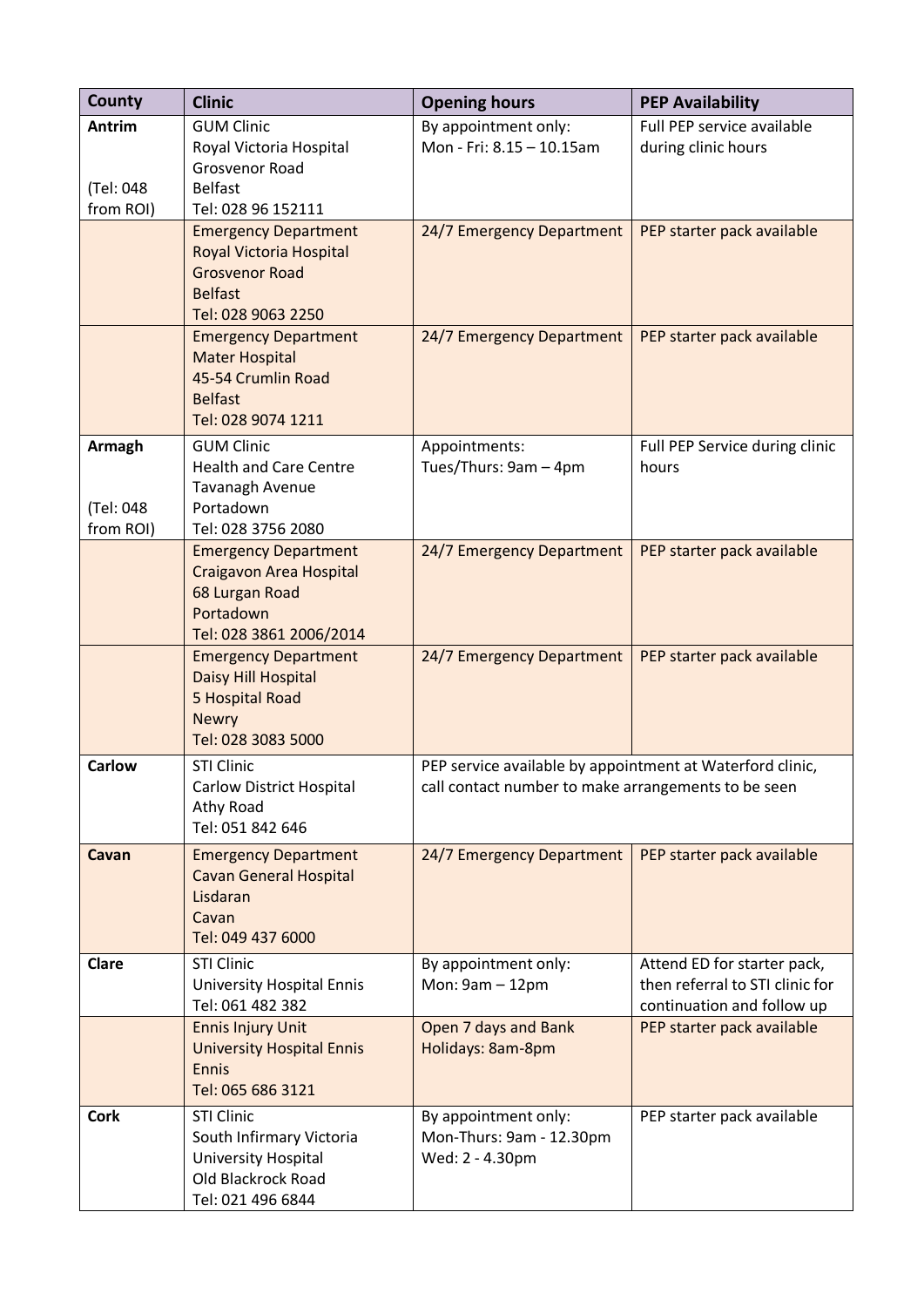| County | Clinic | Opening hours | PEP Availability |
| --- | --- | --- | --- |
| **Antrim**<br><br>(Tel: 048 from ROI) | GUM Clinic<br>Royal Victoria Hospital<br>Grosvenor Road<br>Belfast<br>Tel: 028 96 152111 | By appointment only:<br>Mon - Fri: 8.15 – 10.15am | Full PEP service available during clinic hours |
| | Emergency Department<br>Royal Victoria Hospital<br>Grosvenor Road<br>Belfast<br>Tel: 028 9063 2250 | 24/7 Emergency Department | PEP starter pack available |
| | Emergency Department<br>Mater Hospital<br>45-54 Crumlin Road<br>Belfast<br>Tel: 028 9074 1211 | 24/7 Emergency Department | PEP starter pack available |
| **Armagh**<br><br>(Tel: 048 from ROI) | GUM Clinic<br>Health and Care Centre<br>Tavanagh Avenue<br>Portadown<br>Tel: 028 3756 2080 | Appointments:<br>Tues/Thurs: 9am – 4pm | Full PEP Service during clinic hours |
| | Emergency Department<br>Craigavon Area Hospital<br>68 Lurgan Road<br>Portadown<br>Tel: 028 3861 2006/2014 | 24/7 Emergency Department | PEP starter pack available |
| | Emergency Department<br>Daisy Hill Hospital<br>5 Hospital Road<br>Newry<br>Tel: 028 3083 5000 | 24/7 Emergency Department | PEP starter pack available |
| **Carlow** | STI Clinic<br>Carlow District Hospital<br>Athy Road<br>Tel: 051 842 646 | PEP service available by appointment at Waterford clinic, call contact number to make arrangements to be seen | |
| **Cavan** | Emergency Department<br>Cavan General Hospital<br>Lisdaran<br>Cavan<br>Tel: 049 437 6000 | 24/7 Emergency Department | PEP starter pack available |
| **Clare** | STI Clinic<br>University Hospital Ennis<br>Tel: 061 482 382 | By appointment only:<br>Mon: 9am – 12pm | Attend ED for starter pack, then referral to STI clinic for continuation and follow up |
| | Ennis Injury Unit<br>University Hospital Ennis<br>Ennis<br>Tel: 065 686 3121 | Open 7 days and Bank Holidays: 8am-8pm | PEP starter pack available |
| **Cork** | STI Clinic<br>South Infirmary Victoria University Hospital<br>Old Blackrock Road<br>Tel: 021 496 6844 | By appointment only:<br>Mon-Thurs: 9am - 12.30pm<br>Wed: 2 - 4.30pm | PEP starter pack available |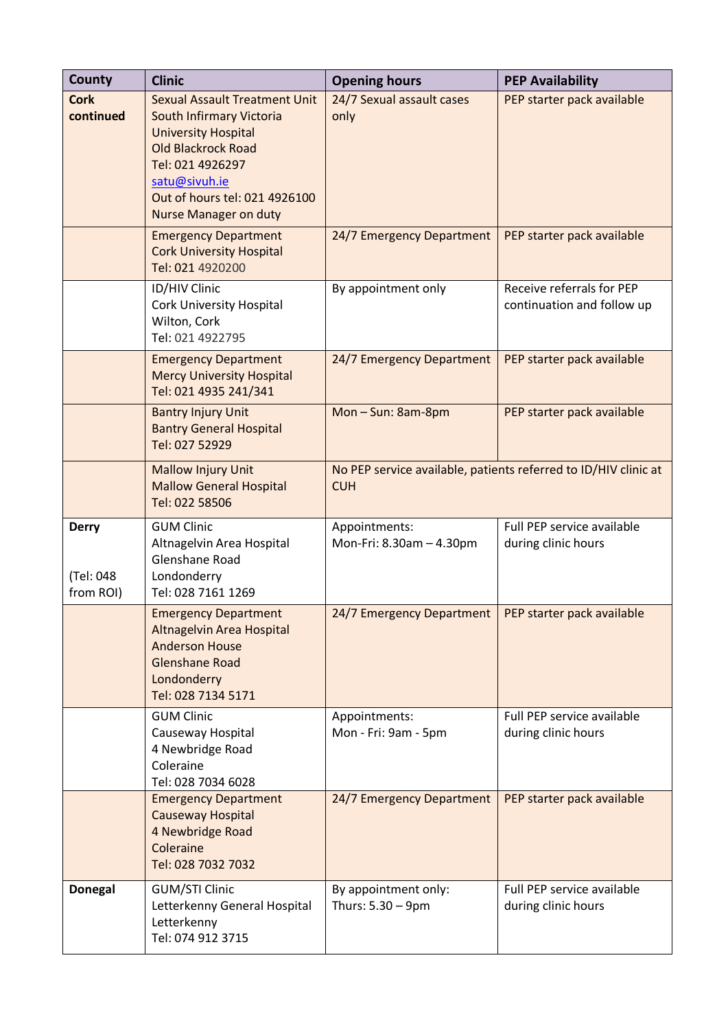| County | Clinic | Opening hours | PEP Availability |
|---|---|---|---|
| **Cork continued** | Sexual Assault Treatment Unit<br>South Infirmary Victoria University Hospital<br>Old Blackrock Road<br>Tel: 021 4926297<br>satu@sivuh.ie<br>Out of hours tel: 021 4926100<br>Nurse Manager on duty | 24/7 Sexual assault cases only | PEP starter pack available |
| | Emergency Department<br>Cork University Hospital<br>Tel: 021 4920200 | 24/7 Emergency Department | PEP starter pack available |
| | ID/HIV Clinic<br>Cork University Hospital<br>Wilton, Cork<br>Tel: 021 4922795 | By appointment only | Receive referrals for PEP continuation and follow up |
| | Emergency Department<br>Mercy University Hospital<br>Tel: 021 4935 241/341 | 24/7 Emergency Department | PEP starter pack available |
| | Bantry Injury Unit<br>Bantry General Hospital<br>Tel: 027 52929 | Mon – Sun: 8am-8pm | PEP starter pack available |
| | Mallow Injury Unit<br>Mallow General Hospital<br>Tel: 022 58506 | No PEP service available, patients referred to ID/HIV clinic at CUH | |
| **Derry**<br><br>(Tel: 048 from ROI) | GUM Clinic<br>Altnagelvin Area Hospital<br>Glenshane Road<br>Londonderry<br>Tel: 028 7161 1269 | Appointments:<br>Mon-Fri: 8.30am – 4.30pm | Full PEP service available during clinic hours |
| | Emergency Department<br>Altnagelvin Area Hospital<br>Anderson House<br>Glenshane Road<br>Londonderry<br>Tel: 028 7134 5171 | 24/7 Emergency Department | PEP starter pack available |
| | GUM Clinic<br>Causeway Hospital<br>4 Newbridge Road<br>Coleraine<br>Tel: 028 7034 6028 | Appointments:<br>Mon - Fri: 9am - 5pm | Full PEP service available during clinic hours |
| | Emergency Department<br>Causeway Hospital<br>4 Newbridge Road<br>Coleraine<br>Tel: 028 7032 7032 | 24/7 Emergency Department | PEP starter pack available |
| **Donegal** | GUM/STI Clinic<br>Letterkenny General Hospital<br>Letterkenny<br>Tel: 074 912 3715 | By appointment only:<br>Thurs: 5.30 – 9pm | Full PEP service available during clinic hours |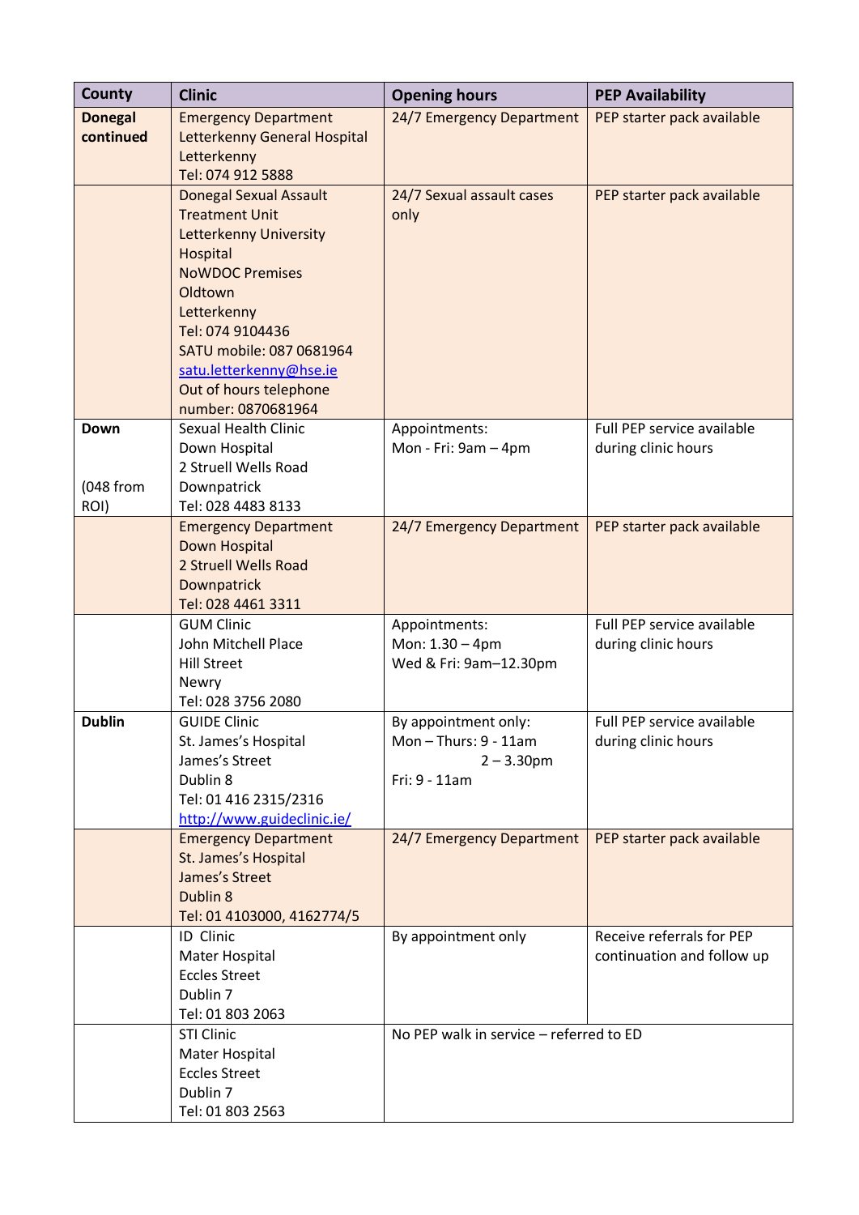| County | Clinic | Opening hours | PEP Availability |
|---|---|---|---|
| **Donegal continued** | Emergency Department<br>Letterkenny General Hospital<br>Letterkenny<br>Tel: 074 912 5888 | 24/7 Emergency Department | PEP starter pack available |
| | Donegal Sexual Assault Treatment Unit<br>Letterkenny University Hospital<br>NoWDOC Premises<br>Oldtown<br>Letterkenny<br>Tel: 074 9104436<br>SATU mobile: 087 0681964<br>satu.letterkenny@hse.ie<br>Out of hours telephone number: 0870681964 | 24/7 Sexual assault cases only | PEP starter pack available |
| **Down**<br><br>(048 from ROI) | Sexual Health Clinic<br>Down Hospital<br>2 Struell Wells Road<br>Downpatrick<br>Tel: 028 4483 8133 | Appointments:<br>Mon - Fri: 9am – 4pm | Full PEP service available during clinic hours |
| | Emergency Department<br>Down Hospital<br>2 Struell Wells Road<br>Downpatrick<br>Tel: 028 4461 3311 | 24/7 Emergency Department | PEP starter pack available |
| | GUM Clinic<br>John Mitchell Place<br>Hill Street<br>Newry<br>Tel: 028 3756 2080 | Appointments:<br>Mon: 1.30 – 4pm<br>Wed & Fri: 9am–12.30pm | Full PEP service available during clinic hours |
| **Dublin** | GUIDE Clinic<br>St. James's Hospital<br>James's Street<br>Dublin 8<br>Tel: 01 416 2315/2316<br>http://www.guideclinic.ie/ | By appointment only:<br>Mon – Thurs: 9 - 11am<br>2 – 3.30pm<br>Fri: 9 - 11am | Full PEP service available during clinic hours |
| | Emergency Department<br>St. James's Hospital<br>James's Street<br>Dublin 8<br>Tel: 01 4103000, 4162774/5 | 24/7 Emergency Department | PEP starter pack available |
| | ID Clinic<br>Mater Hospital<br>Eccles Street<br>Dublin 7<br>Tel: 01 803 2063 | By appointment only | Receive referrals for PEP continuation and follow up |
| | STI Clinic<br>Mater Hospital<br>Eccles Street<br>Dublin 7<br>Tel: 01 803 2563 | No PEP walk in service – referred to ED | |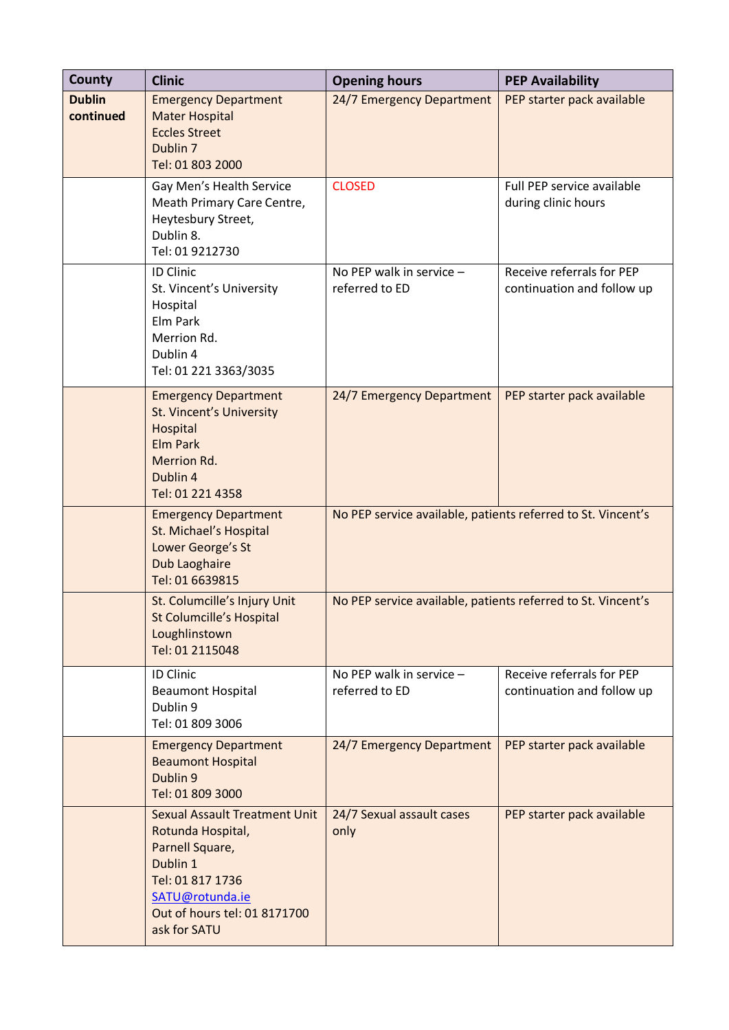| County | Clinic | Opening hours | PEP Availability |
|---|---|---|---|
| **Dublin continued** | Emergency Department<br>Mater Hospital<br>Eccles Street<br>Dublin 7<br>Tel: 01 803 2000 | 24/7 Emergency Department | PEP starter pack available |
| | Gay Men's Health Service<br>Meath Primary Care Centre,<br>Heytesbury Street,<br>Dublin 8.<br>Tel: 01 9212730 | CLOSED | Full PEP service available during clinic hours |
| | ID Clinic<br>St. Vincent's University Hospital<br>Elm Park<br>Merrion Rd.<br>Dublin 4<br>Tel: 01 221 3363/3035 | No PEP walk in service – referred to ED | Receive referrals for PEP continuation and follow up |
| | Emergency Department<br>St. Vincent's University Hospital<br>Elm Park<br>Merrion Rd.<br>Dublin 4<br>Tel: 01 221 4358 | 24/7 Emergency Department | PEP starter pack available |
| | Emergency Department<br>St. Michael's Hospital<br>Lower George's St<br>Dub Laoghaire<br>Tel: 01 6639815 | No PEP service available, patients referred to St. Vincent's | |
| | St. Columcille's Injury Unit<br>St Columcille's Hospital<br>Loughlinstown<br>Tel: 01 2115048 | No PEP service available, patients referred to St. Vincent's | |
| | ID Clinic<br>Beaumont Hospital<br>Dublin 9<br>Tel: 01 809 3006 | No PEP walk in service – referred to ED | Receive referrals for PEP continuation and follow up |
| | Emergency Department<br>Beaumont Hospital<br>Dublin 9<br>Tel: 01 809 3000 | 24/7 Emergency Department | PEP starter pack available |
| | Sexual Assault Treatment Unit<br>Rotunda Hospital,<br>Parnell Square,<br>Dublin 1<br>Tel: 01 817 1736<br>SATU@rotunda.ie<br>Out of hours tel: 01 8171700 ask for SATU | 24/7 Sexual assault cases only | PEP starter pack available |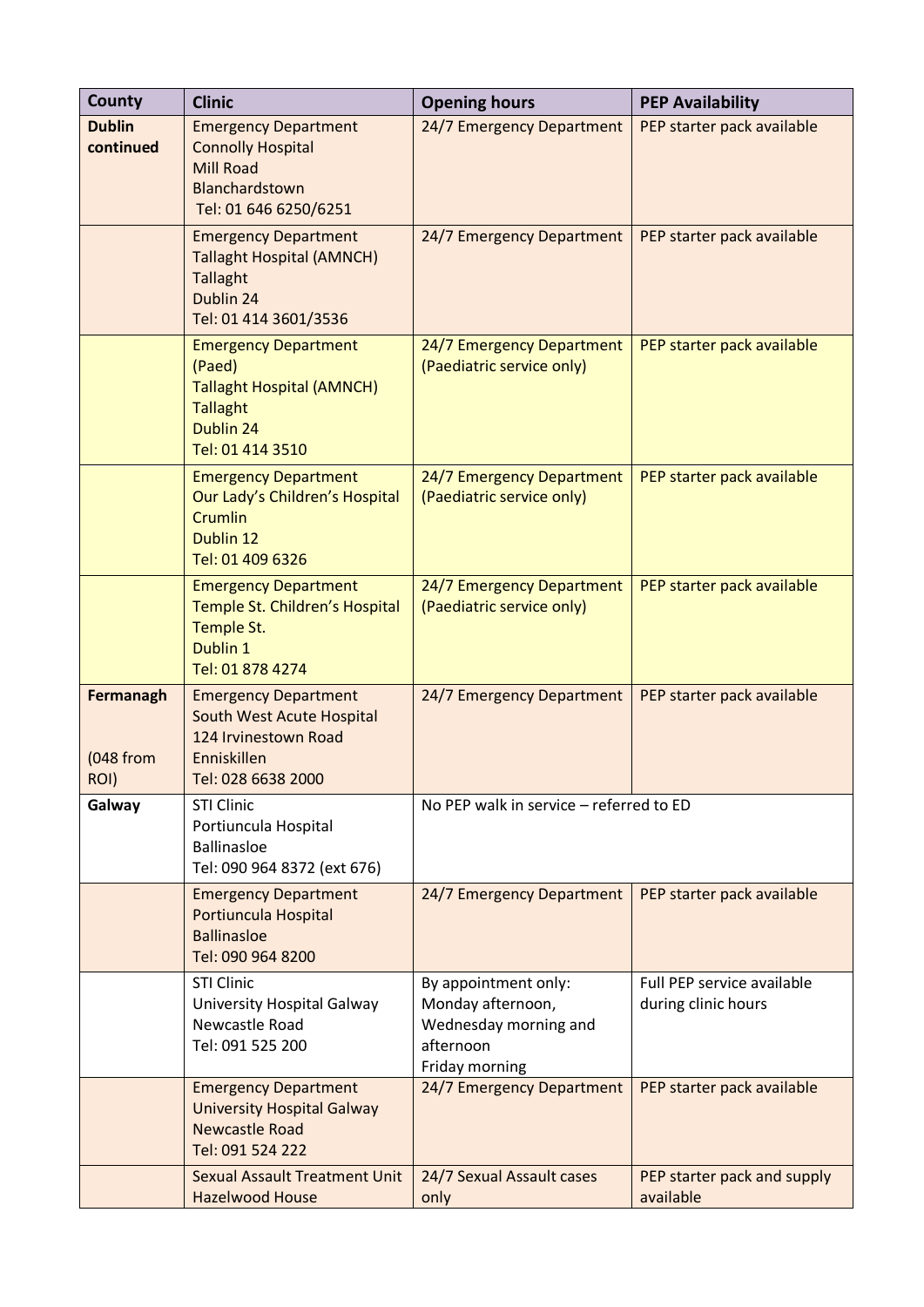| County | Clinic | Opening hours | PEP Availability |
|---|---|---|---|
| **Dublin continued** | Emergency Department<br>Connolly Hospital<br>Mill Road<br>Blanchardstown<br>Tel: 01 646 6250/6251 | 24/7 Emergency Department | PEP starter pack available |
| | Emergency Department<br>Tallaght Hospital (AMNCH)<br>Tallaght<br>Dublin 24<br>Tel: 01 414 3601/3536 | 24/7 Emergency Department | PEP starter pack available |
| | Emergency Department (Paed)<br>Tallaght Hospital (AMNCH)<br>Tallaght<br>Dublin 24<br>Tel: 01 414 3510 | 24/7 Emergency Department (Paediatric service only) | PEP starter pack available |
| | Emergency Department<br>Our Lady's Children's Hospital<br>Crumlin<br>Dublin 12<br>Tel: 01 409 6326 | 24/7 Emergency Department (Paediatric service only) | PEP starter pack available |
| | Emergency Department<br>Temple St. Children's Hospital<br>Temple St.<br>Dublin 1<br>Tel: 01 878 4274 | 24/7 Emergency Department (Paediatric service only) | PEP starter pack available |
| **Fermanagh**<br><br>(048 from ROI) | Emergency Department<br>South West Acute Hospital<br>124 Irvinestown Road<br>Enniskillen<br>Tel: 028 6638 2000 | 24/7 Emergency Department | PEP starter pack available |
| **Galway** | STI Clinic<br>Portiuncula Hospital<br>Ballinasloe<br>Tel: 090 964 8372 (ext 676) | No PEP walk in service – referred to ED | |
| | Emergency Department<br>Portiuncula Hospital<br>Ballinasloe<br>Tel: 090 964 8200 | 24/7 Emergency Department | PEP starter pack available |
| | STI Clinic<br>University Hospital Galway<br>Newcastle Road<br>Tel: 091 525 200 | By appointment only:<br>Monday afternoon,<br>Wednesday morning and afternoon<br>Friday morning | Full PEP service available during clinic hours |
| | Emergency Department<br>University Hospital Galway<br>Newcastle Road<br>Tel: 091 524 222 | 24/7 Emergency Department | PEP starter pack available |
| | Sexual Assault Treatment Unit<br>Hazelwood House | 24/7 Sexual Assault cases only | PEP starter pack and supply available |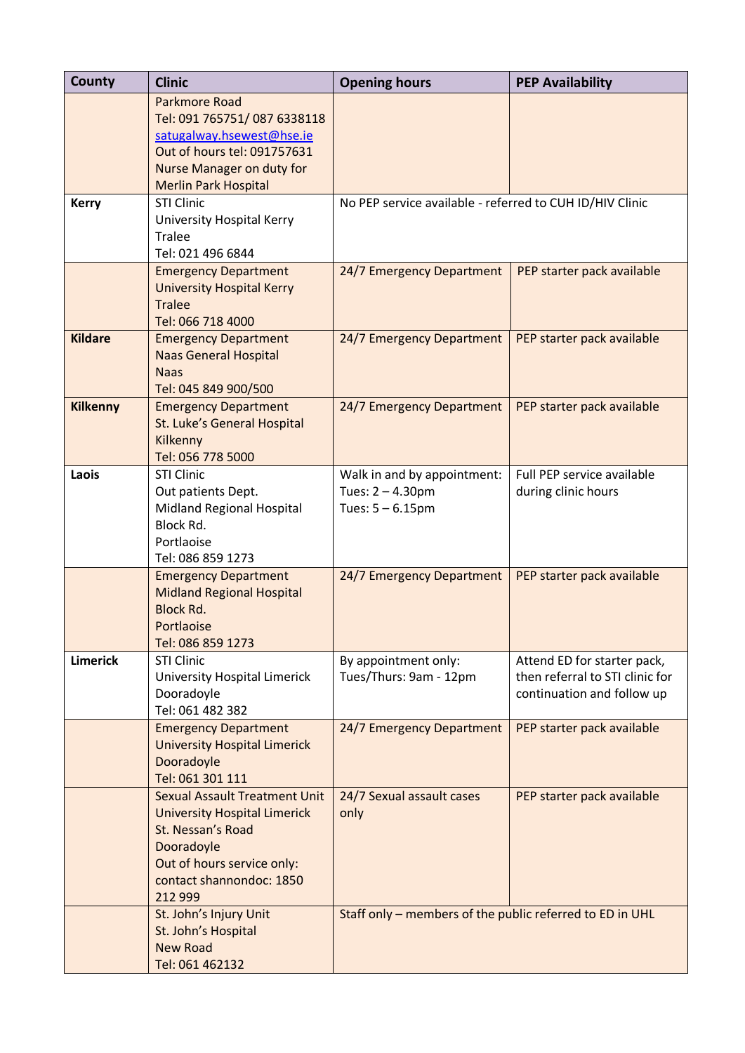| County | Clinic | Opening hours | PEP Availability |
| --- | --- | --- | --- |
| | Parkmore Road<br>Tel: 091 765751/ 087 6338118<br>satugalway.hsewest@hse.ie<br>Out of hours tel: 091757631<br>Nurse Manager on duty for Merlin Park Hospital | | |
| **Kerry** | STI Clinic<br>University Hospital Kerry<br>Tralee<br>Tel: 021 496 6844 | No PEP service available - referred to CUH ID/HIV Clinic | |
| | Emergency Department<br>University Hospital Kerry<br>Tralee<br>Tel: 066 718 4000 | 24/7 Emergency Department | PEP starter pack available |
| **Kildare** | Emergency Department<br>Naas General Hospital<br>Naas<br>Tel: 045 849 900/500 | 24/7 Emergency Department | PEP starter pack available |
| **Kilkenny** | Emergency Department<br>St. Luke's General Hospital<br>Kilkenny<br>Tel: 056 778 5000 | 24/7 Emergency Department | PEP starter pack available |
| **Laois** | STI Clinic<br>Out patients Dept.<br>Midland Regional Hospital<br>Block Rd.<br>Portlaoise<br>Tel: 086 859 1273 | Walk in and by appointment:<br>Tues: 2 – 4.30pm<br>Tues: 5 – 6.15pm | Full PEP service available during clinic hours |
| | Emergency Department<br>Midland Regional Hospital<br>Block Rd.<br>Portlaoise<br>Tel: 086 859 1273 | 24/7 Emergency Department | PEP starter pack available |
| **Limerick** | STI Clinic<br>University Hospital Limerick<br>Dooradoyle<br>Tel: 061 482 382 | By appointment only:<br>Tues/Thurs: 9am - 12pm | Attend ED for starter pack, then referral to STI clinic for continuation and follow up |
| | Emergency Department<br>University Hospital Limerick<br>Dooradoyle<br>Tel: 061 301 111 | 24/7 Emergency Department | PEP starter pack available |
| | Sexual Assault Treatment Unit<br>University Hospital Limerick<br>St. Nessan's Road<br>Dooradoyle<br>Out of hours service only: contact shannondoc: 1850 212 999 | 24/7 Sexual assault cases only | PEP starter pack available |
| | St. John's Injury Unit<br>St. John's Hospital<br>New Road<br>Tel: 061 462132 | Staff only – members of the public referred to ED in UHL | |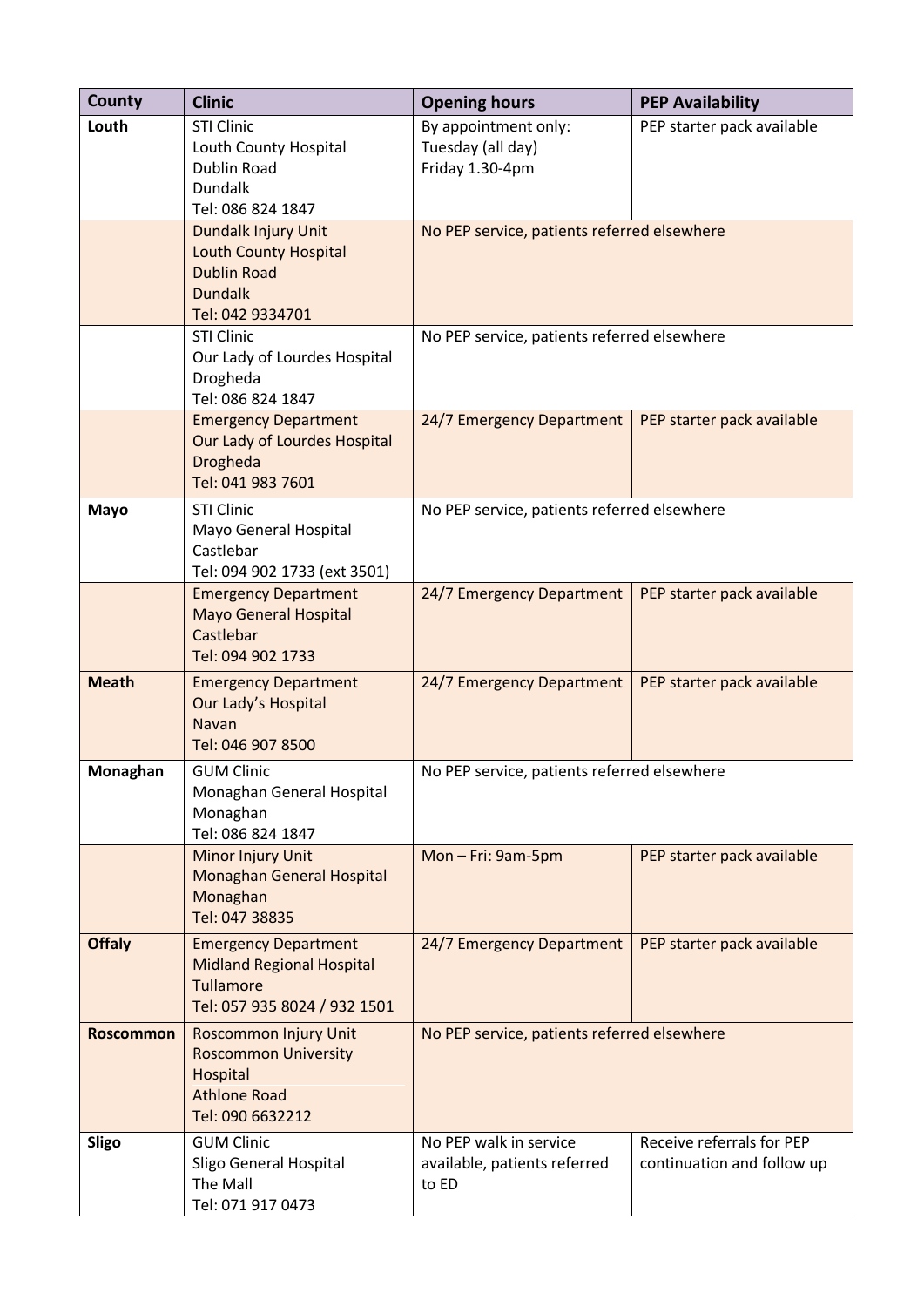| County | Clinic | Opening hours | PEP Availability |
| --- | --- | --- | --- |
| **Louth** | STI Clinic<br>Louth County Hospital<br>Dublin Road<br>Dundalk<br>Tel: 086 824 1847 | By appointment only:<br>Tuesday (all day)<br>Friday 1.30-4pm | PEP starter pack available |
| | Dundalk Injury Unit<br>Louth County Hospital<br>Dublin Road<br>Dundalk<br>Tel: 042 9334701 | No PEP service, patients referred elsewhere | |
| | STI Clinic<br>Our Lady of Lourdes Hospital<br>Drogheda<br>Tel: 086 824 1847 | No PEP service, patients referred elsewhere | |
| | Emergency Department<br>Our Lady of Lourdes Hospital<br>Drogheda<br>Tel: 041 983 7601 | 24/7 Emergency Department | PEP starter pack available |
| **Mayo** | STI Clinic<br>Mayo General Hospital<br>Castlebar<br>Tel: 094 902 1733 (ext 3501) | No PEP service, patients referred elsewhere | |
| | Emergency Department<br>Mayo General Hospital<br>Castlebar<br>Tel: 094 902 1733 | 24/7 Emergency Department | PEP starter pack available |
| **Meath** | Emergency Department<br>Our Lady's Hospital<br>Navan<br>Tel: 046 907 8500 | 24/7 Emergency Department | PEP starter pack available |
| **Monaghan** | GUM Clinic<br>Monaghan General Hospital<br>Monaghan<br>Tel: 086 824 1847 | No PEP service, patients referred elsewhere | |
| | Minor Injury Unit<br>Monaghan General Hospital<br>Monaghan<br>Tel: 047 38835 | Mon – Fri: 9am-5pm | PEP starter pack available |
| **Offaly** | Emergency Department<br>Midland Regional Hospital<br>Tullamore<br>Tel: 057 935 8024 / 932 1501 | 24/7 Emergency Department | PEP starter pack available |
| **Roscommon** | Roscommon Injury Unit<br>Roscommon University Hospital<br>Athlone Road<br>Tel: 090 6632212 | No PEP service, patients referred elsewhere | |
| **Sligo** | GUM Clinic<br>Sligo General Hospital<br>The Mall<br>Tel: 071 917 0473 | No PEP walk in service available, patients referred to ED | Receive referrals for PEP continuation and follow up |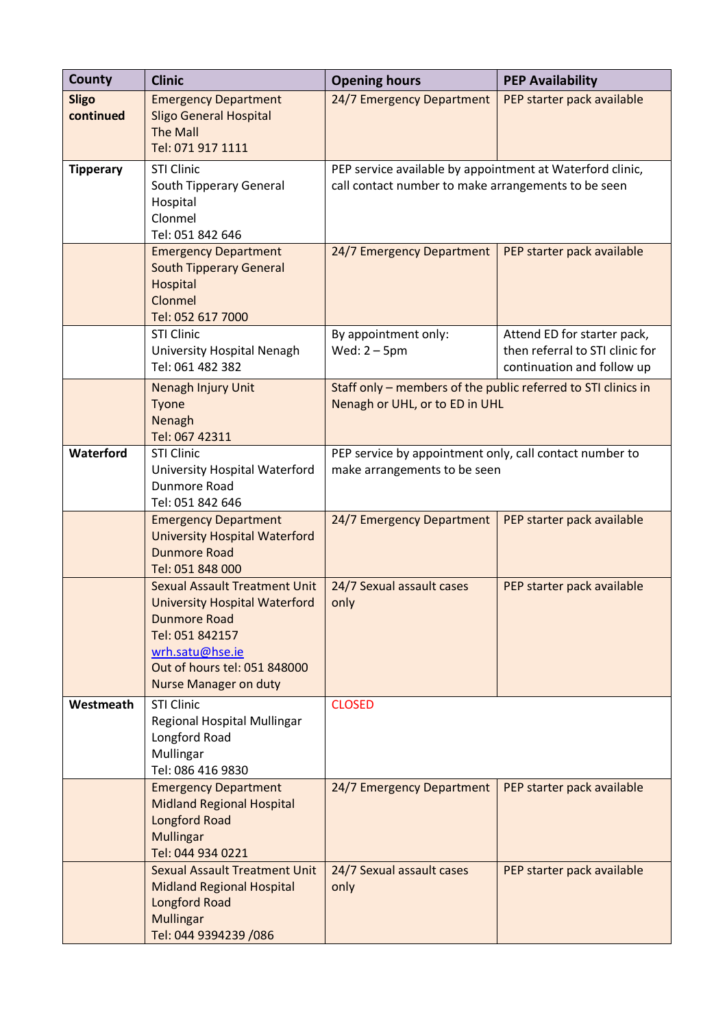| County | Clinic | Opening hours | PEP Availability |
|---|---|---|---|
| **Sligo continued** | Emergency Department<br>Sligo General Hospital<br>The Mall<br>Tel: 071 917 1111 | 24/7 Emergency Department | PEP starter pack available |
| **Tipperary** | STI Clinic<br>South Tipperary General Hospital<br>Clonmel<br>Tel: 051 842 646 | PEP service available by appointment at Waterford clinic, call contact number to make arrangements to be seen | |
| | Emergency Department<br>South Tipperary General Hospital<br>Clonmel<br>Tel: 052 617 7000 | 24/7 Emergency Department | PEP starter pack available |
| | STI Clinic<br>University Hospital Nenagh<br>Tel: 061 482 382 | By appointment only:<br>Wed: 2 – 5pm | Attend ED for starter pack, then referral to STI clinic for continuation and follow up |
| | Nenagh Injury Unit<br>Tyone<br>Nenagh<br>Tel: 067 42311 | Staff only – members of the public referred to STI clinics in Nenagh or UHL, or to ED in UHL | |
| **Waterford** | STI Clinic<br>University Hospital Waterford<br>Dunmore Road<br>Tel: 051 842 646 | PEP service by appointment only, call contact number to make arrangements to be seen | |
| | Emergency Department<br>University Hospital Waterford<br>Dunmore Road<br>Tel: 051 848 000 | 24/7 Emergency Department | PEP starter pack available |
| | Sexual Assault Treatment Unit<br>University Hospital Waterford<br>Dunmore Road<br>Tel: 051 842157<br>wrh.satu@hse.ie<br>Out of hours tel: 051 848000<br>Nurse Manager on duty | 24/7 Sexual assault cases only | PEP starter pack available |
| **Westmeath** | STI Clinic<br>Regional Hospital Mullingar<br>Longford Road<br>Mullingar<br>Tel: 086 416 9830 | CLOSED | |
| | Emergency Department<br>Midland Regional Hospital<br>Longford Road<br>Mullingar<br>Tel: 044 934 0221 | 24/7 Emergency Department | PEP starter pack available |
| | Sexual Assault Treatment Unit<br>Midland Regional Hospital<br>Longford Road<br>Mullingar<br>Tel: 044 9394239 /086 | 24/7 Sexual assault cases only | PEP starter pack available |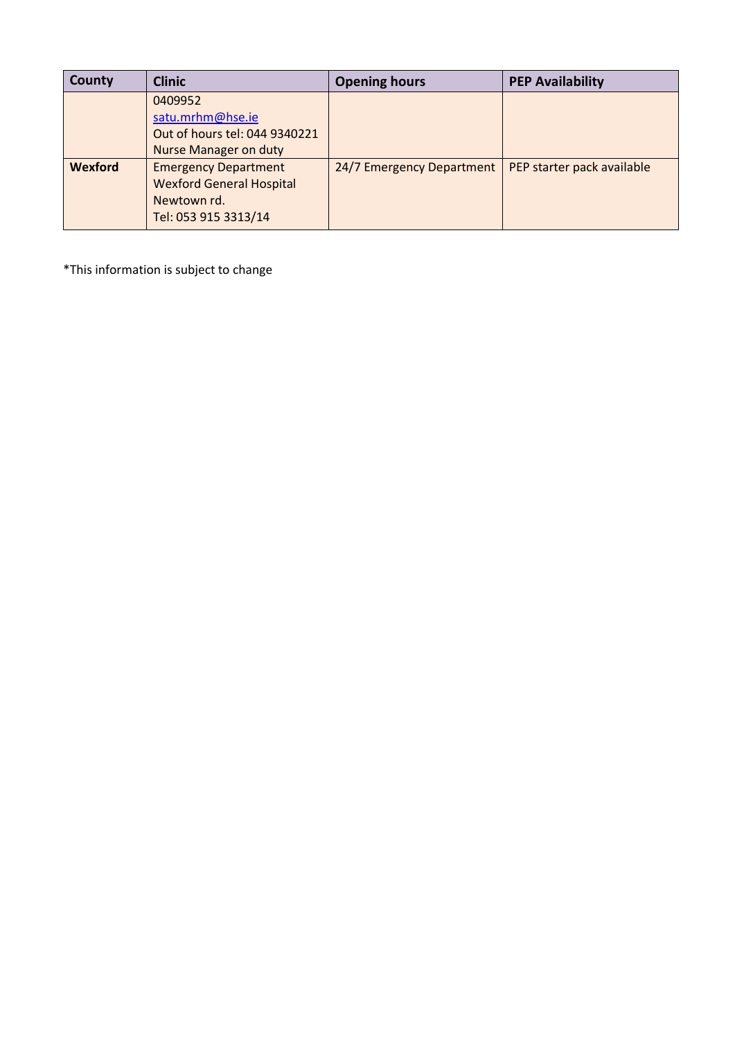| County | Clinic | Opening hours | PEP Availability |
|---|---|---|---|
| | 0409952<br>satu.mrhm@hse.ie<br>Out of hours tel: 044 9340221<br>Nurse Manager on duty | | |
| **Wexford** | Emergency Department<br>Wexford General Hospital<br>Newtown rd.<br>Tel: 053 915 3313/14 | 24/7 Emergency Department | PEP starter pack available |

*This information is subject to change